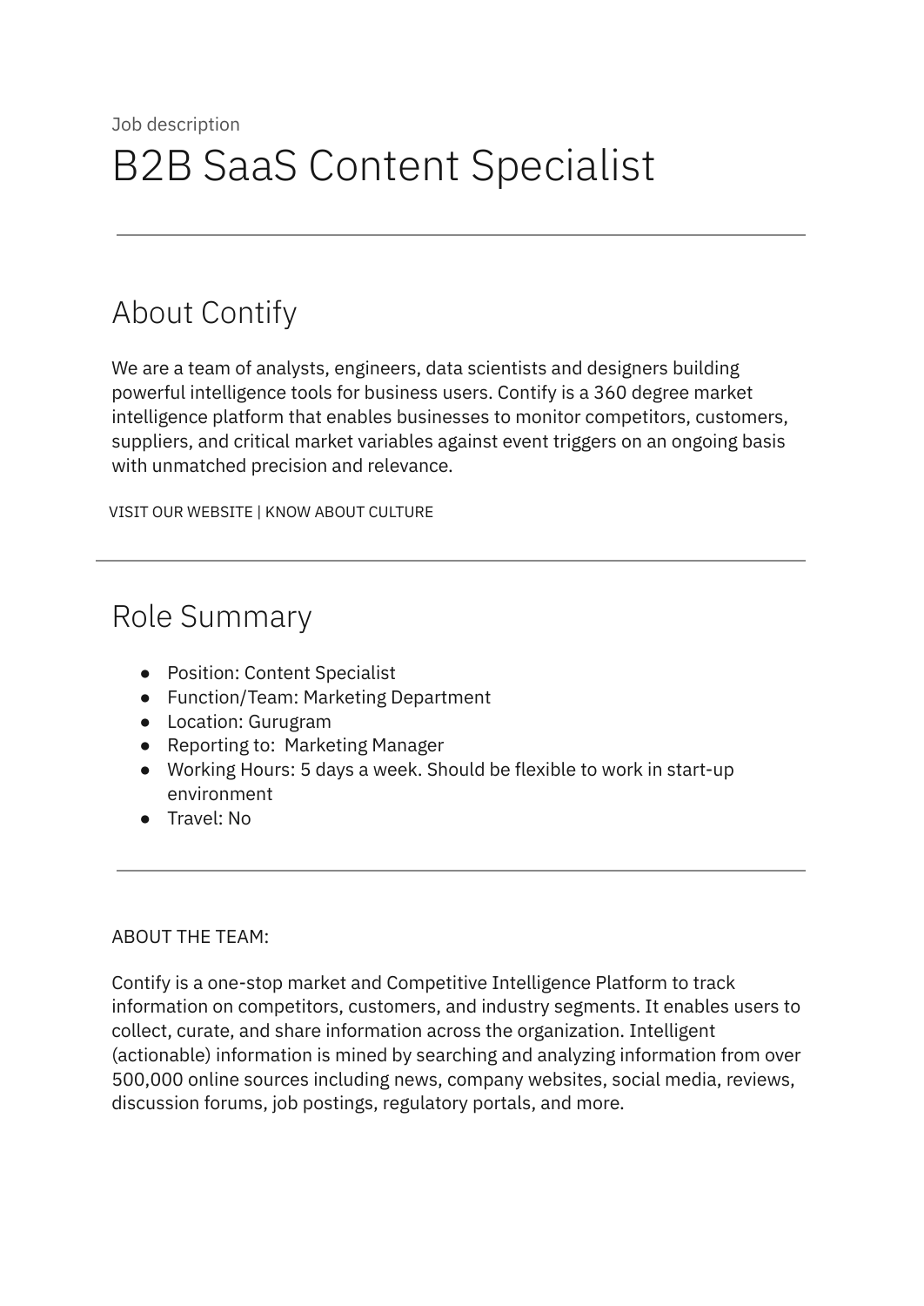Job description

# B2B SaaS Content Specialist

---

## About Contify

We are a team of analysts, engineers, data scientists and designers building powerful intelligence tools for business users. Contify is a 360 degree market intelligence platform that enables businesses to monitor competitors, customers, suppliers, and critical market variables against event triggers on an ongoing basis with unmatched precision and relevance.

VISIT OUR WEBSITE | KNOW ABOUT CULTURE

---

## Role Summary

- Position: Content Specialist
- Function/Team: Marketing Department
- Location: Gurugram
- Reporting to: Marketing Manager
- Working Hours: 5 days a week. Should be flexible to work in start-up environment
- Travel: No

---

ABOUT THE TEAM:

Contify is a one-stop market and Competitive Intelligence Platform to track information on competitors, customers, and industry segments. It enables users to collect, curate, and share information across the organization. Intelligent (actionable) information is mined by searching and analyzing information from over 500,000 online sources including news, company websites, social media, reviews, discussion forums, job postings, regulatory portals, and more.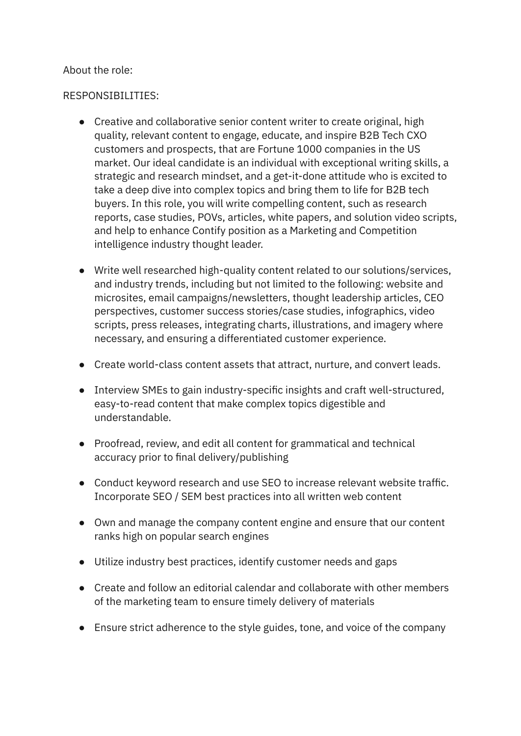About the role:

RESPONSIBILITIES:

- Creative and collaborative senior content writer to create original, high quality, relevant content to engage, educate, and inspire B2B Tech CXO customers and prospects, that are Fortune 1000 companies in the US market. Our ideal candidate is an individual with exceptional writing skills, a strategic and research mindset, and a get-it-done attitude who is excited to take a deep dive into complex topics and bring them to life for B2B tech buyers. In this role, you will write compelling content, such as research reports, case studies, POVs, articles, white papers, and solution video scripts, and help to enhance Contify position as a Marketing and Competition intelligence industry thought leader.

- Write well researched high-quality content related to our solutions/services, and industry trends, including but not limited to the following: website and microsites, email campaigns/newsletters, thought leadership articles, CEO perspectives, customer success stories/case studies, infographics, video scripts, press releases, integrating charts, illustrations, and imagery where necessary, and ensuring a differentiated customer experience.

- Create world-class content assets that attract, nurture, and convert leads.

- Interview SMEs to gain industry-specific insights and craft well-structured, easy-to-read content that make complex topics digestible and understandable.

- Proofread, review, and edit all content for grammatical and technical accuracy prior to final delivery/publishing

- Conduct keyword research and use SEO to increase relevant website traffic. Incorporate SEO / SEM best practices into all written web content

- Own and manage the company content engine and ensure that our content ranks high on popular search engines

- Utilize industry best practices, identify customer needs and gaps

- Create and follow an editorial calendar and collaborate with other members of the marketing team to ensure timely delivery of materials

- Ensure strict adherence to the style guides, tone, and voice of the company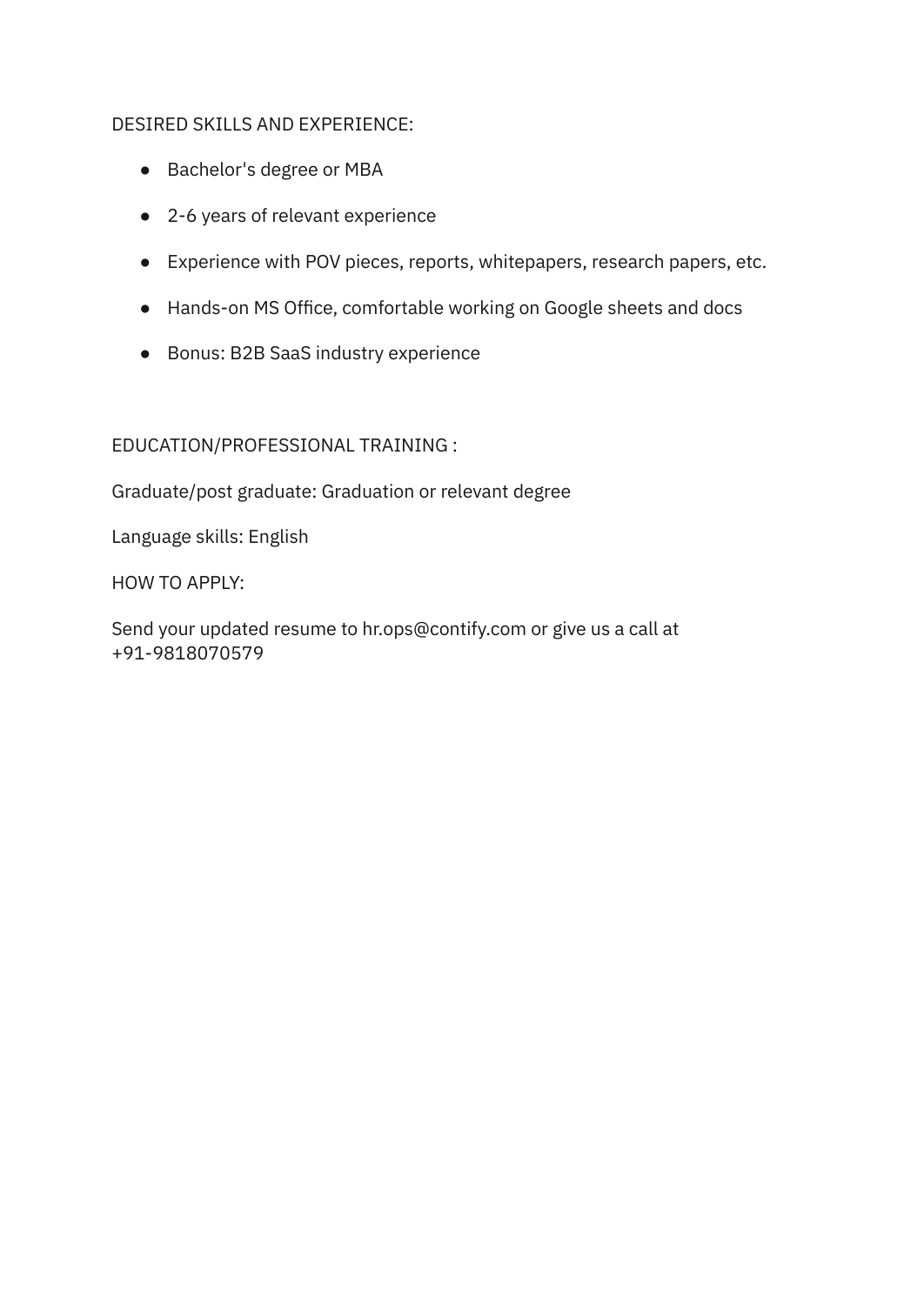DESIRED SKILLS AND EXPERIENCE:

- Bachelor's degree or MBA
- 2-6 years of relevant experience
- Experience with POV pieces, reports, whitepapers, research papers, etc.
- Hands-on MS Office, comfortable working on Google sheets and docs
- Bonus: B2B SaaS industry experience

EDUCATION/PROFESSIONAL TRAINING :

Graduate/post graduate: Graduation or relevant degree

Language skills: English

HOW TO APPLY:

Send your updated resume to hr.ops@contify.com or give us a call at +91-9818070579